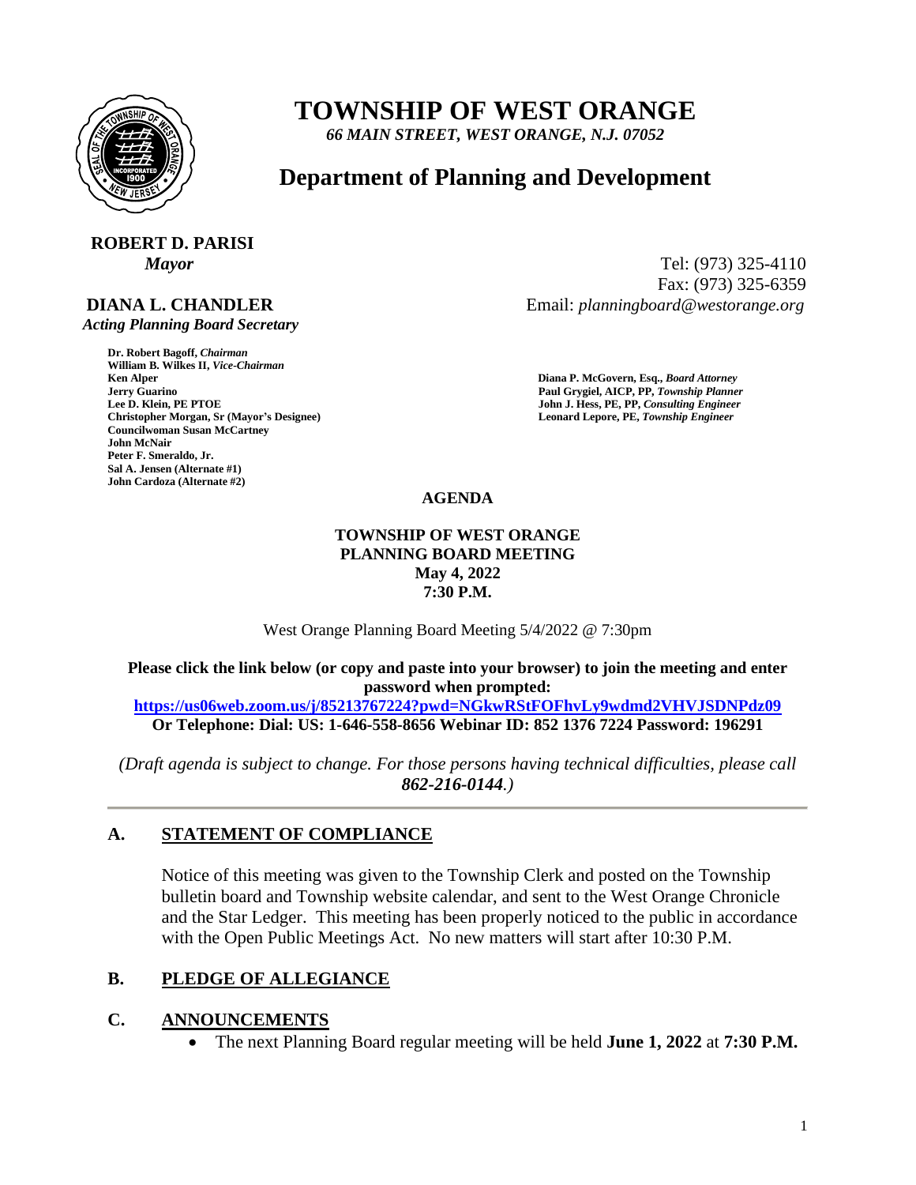# TOWNSHIP OF WEST ORANGE

*66 MAIN STREET, WEST ORANGE, N.J. 07052*

## Department of Planning and Development

**ROBERT D. PARISI**
***Mayor***

**DIANA L. CHANDLER**
***Acting Planning Board Secretary***

Tel: (973) 325-4110
Fax: (973) 325-6359
Email: *planningboard@westorange.org*

**Dr. Robert Bagoff, *Chairman***
**William B. Wilkes II, *Vice-Chairman***
**Ken Alper**
**Jerry Guarino**
**Lee D. Klein, PE PTOE**
**Christopher Morgan, Sr (Mayor's Designee)**
**Councilwoman Susan McCartney**
**John McNair**
**Peter F. Smeraldo, Jr.**
**Sal A. Jensen (Alternate #1)**
**John Cardoza (Alternate #2)**

**Diana P. McGovern, Esq., *Board Attorney***
**Paul Grygiel, AICP, PP, *Township Planner***
**John J. Hess, PE, PP, *Consulting Engineer***
**Leonard Lepore, PE, *Township Engineer***

**AGENDA**

**TOWNSHIP OF WEST ORANGE**
**PLANNING BOARD MEETING**
**May 4, 2022**
**7:30 P.M.**

West Orange Planning Board Meeting 5/4/2022 @ 7:30pm

**Please click the link below (or copy and paste into your browser) to join the meeting and enter password when prompted:**
**https://us06web.zoom.us/j/85213767224?pwd=NGkwRStFOFhvLy9wdmd2VHVJSDNPdz09**
**Or Telephone: Dial: US: 1-646-558-8656 Webinar ID: 852 1376 7224 Password: 196291**

*(Draft agenda is subject to change. For those persons having technical difficulties, please call **862-216-0144**.)*

---

### A. STATEMENT OF COMPLIANCE

Notice of this meeting was given to the Township Clerk and posted on the Township bulletin board and Township website calendar, and sent to the West Orange Chronicle and the Star Ledger. This meeting has been properly noticed to the public in accordance with the Open Public Meetings Act. No new matters will start after 10:30 P.M.

### B. PLEDGE OF ALLEGIANCE

### C. ANNOUNCEMENTS

- The next Planning Board regular meeting will be held **June 1, 2022** at **7:30 P.M.**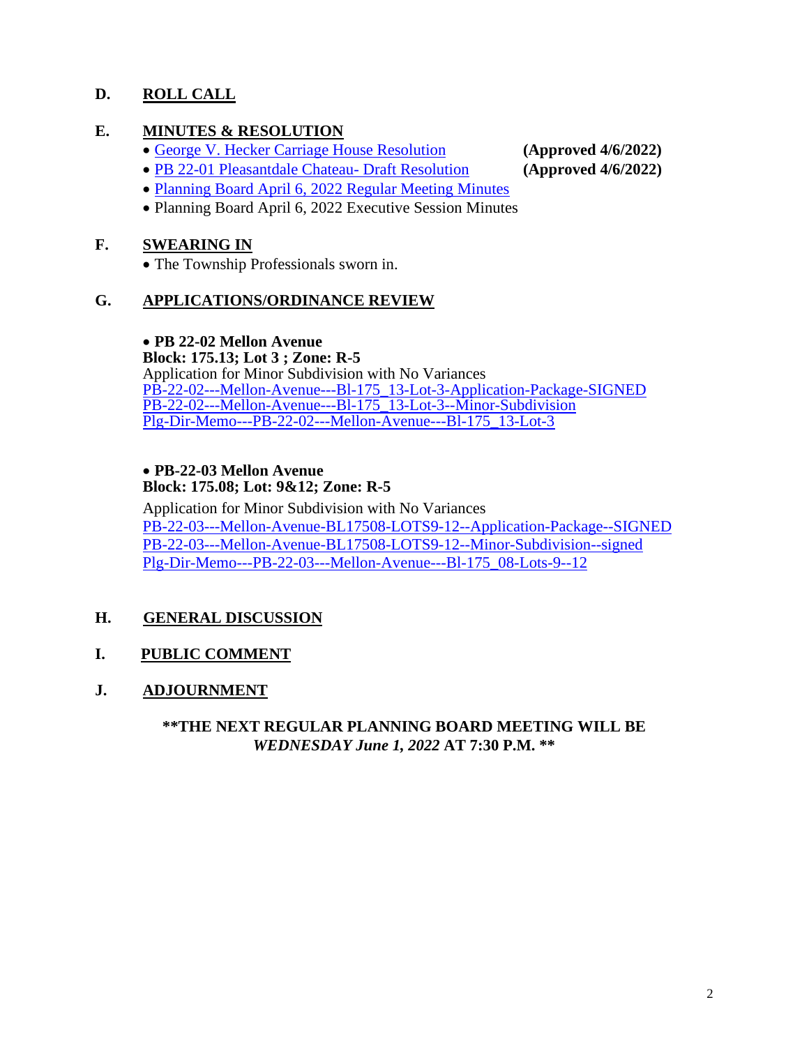## D. ROLL CALL

## E. MINUTES & RESOLUTION

- George V. Hecker Carriage House Resolution **(Approved 4/6/2022)**
- PB 22-01 Pleasantdale Chateau- Draft Resolution **(Approved 4/6/2022)**
- Planning Board April 6, 2022 Regular Meeting Minutes
- Planning Board April 6, 2022 Executive Session Minutes

## F. SWEARING IN

- The Township Professionals sworn in.

## G. APPLICATIONS/ORDINANCE REVIEW

- **PB 22-02 Mellon Avenue**

**Block: 175.13; Lot 3 ; Zone: R-5**
Application for Minor Subdivision with No Variances
PB-22-02---Mellon-Avenue---Bl-175_13-Lot-3-Application-Package-SIGNED
PB-22-02---Mellon-Avenue---Bl-175_13-Lot-3--Minor-Subdivision
Plg-Dir-Memo---PB-22-02---Mellon-Avenue---Bl-175_13-Lot-3

- **PB-22-03 Mellon Avenue**

**Block: 175.08; Lot: 9&12; Zone: R-5**
Application for Minor Subdivision with No Variances
PB-22-03---Mellon-Avenue-BL17508-LOTS9-12--Application-Package--SIGNED
PB-22-03---Mellon-Avenue-BL17508-LOTS9-12--Minor-Subdivision--signed
Plg-Dir-Memo---PB-22-03---Mellon-Avenue---Bl-175_08-Lots-9--12

## H. GENERAL DISCUSSION

## I. PUBLIC COMMENT

## J. ADJOURNMENT

**\*\*THE NEXT REGULAR PLANNING BOARD MEETING WILL BE *WEDNESDAY June 1, 2022* AT 7:30 P.M. \*\***